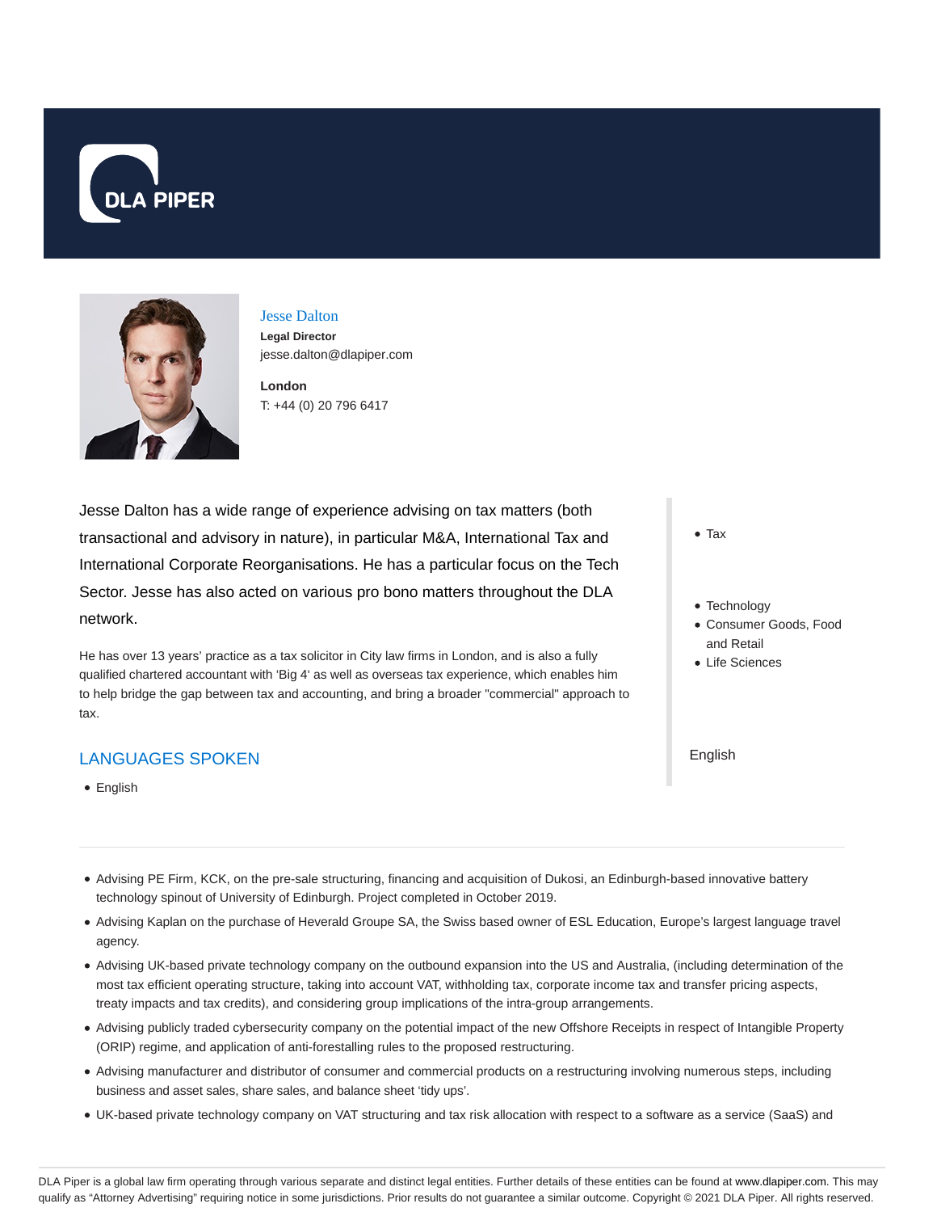DLA PIPER

Jesse Dalton

**Legal Director**

jesse.dalton@dlapiper.com

**London**

T: +44 (0) 20 796 6417

Jesse Dalton has a wide range of experience advising on tax matters (both transactional and advisory in nature), in particular M&A, International Tax and International Corporate Reorganisations. He has a particular focus on the Tech Sector. Jesse has also acted on various pro bono matters throughout the DLA network.

He has over 13 years' practice as a tax solicitor in City law firms in London, and is also a fully qualified chartered accountant with 'Big 4' as well as overseas tax experience, which enables him to help bridge the gap between tax and accounting, and bring a broader "commercial" approach to tax.

- Tax

- Technology
- Consumer Goods, Food and Retail
- Life Sciences

English

## LANGUAGES SPOKEN

- English

---

- Advising PE Firm, KCK, on the pre-sale structuring, financing and acquisition of Dukosi, an Edinburgh-based innovative battery technology spinout of University of Edinburgh. Project completed in October 2019.
- Advising Kaplan on the purchase of Heverald Groupe SA, the Swiss based owner of ESL Education, Europe's largest language travel agency.
- Advising UK-based private technology company on the outbound expansion into the US and Australia, (including determination of the most tax efficient operating structure, taking into account VAT, withholding tax, corporate income tax and transfer pricing aspects, treaty impacts and tax credits), and considering group implications of the intra-group arrangements.
- Advising publicly traded cybersecurity company on the potential impact of the new Offshore Receipts in respect of Intangible Property (ORIP) regime, and application of anti-forestalling rules to the proposed restructuring.
- Advising manufacturer and distributor of consumer and commercial products on a restructuring involving numerous steps, including business and asset sales, share sales, and balance sheet 'tidy ups'.
- UK-based private technology company on VAT structuring and tax risk allocation with respect to a software as a service (SaaS) and

DLA Piper is a global law firm operating through various separate and distinct legal entities. Further details of these entities can be found at www.dlapiper.com. This may qualify as "Attorney Advertising" requiring notice in some jurisdictions. Prior results do not guarantee a similar outcome. Copyright © 2021 DLA Piper. All rights reserved.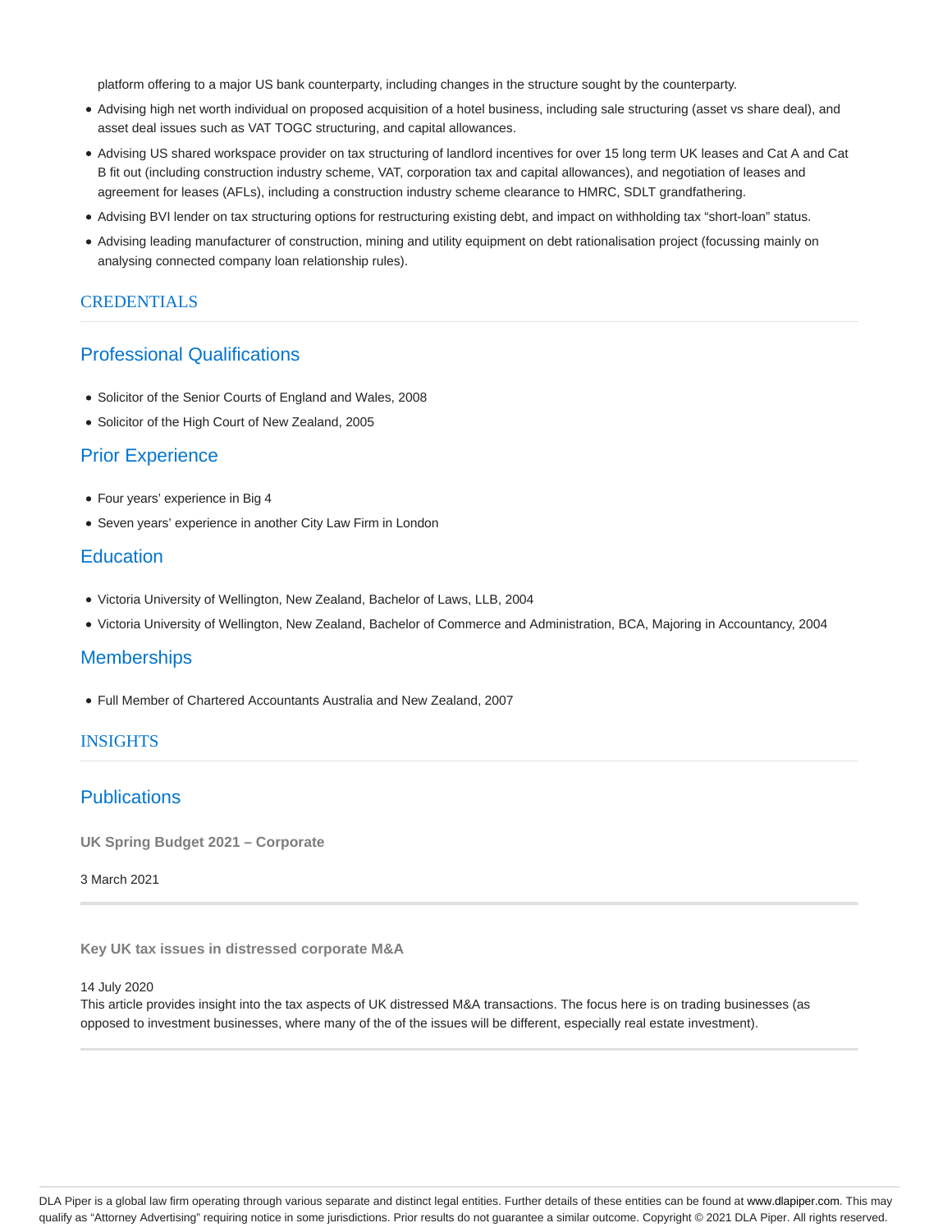platform offering to a major US bank counterparty, including changes in the structure sought by the counterparty.

- Advising high net worth individual on proposed acquisition of a hotel business, including sale structuring (asset vs share deal), and asset deal issues such as VAT TOGC structuring, and capital allowances.
- Advising US shared workspace provider on tax structuring of landlord incentives for over 15 long term UK leases and Cat A and Cat B fit out (including construction industry scheme, VAT, corporation tax and capital allowances), and negotiation of leases and agreement for leases (AFLs), including a construction industry scheme clearance to HMRC, SDLT grandfathering.
- Advising BVI lender on tax structuring options for restructuring existing debt, and impact on withholding tax "short-loan" status.
- Advising leading manufacturer of construction, mining and utility equipment on debt rationalisation project (focussing mainly on analysing connected company loan relationship rules).

## CREDENTIALS

### Professional Qualifications

- Solicitor of the Senior Courts of England and Wales, 2008
- Solicitor of the High Court of New Zealand, 2005

### Prior Experience

- Four years' experience in Big 4
- Seven years' experience in another City Law Firm in London

### Education

- Victoria University of Wellington, New Zealand, Bachelor of Laws, LLB, 2004
- Victoria University of Wellington, New Zealand, Bachelor of Commerce and Administration, BCA, Majoring in Accountancy, 2004

### Memberships

- Full Member of Chartered Accountants Australia and New Zealand, 2007

## INSIGHTS

### Publications

**UK Spring Budget 2021 – Corporate**

3 March 2021

**Key UK tax issues in distressed corporate M&A**

14 July 2020

This article provides insight into the tax aspects of UK distressed M&A transactions. The focus here is on trading businesses (as opposed to investment businesses, where many of the of the issues will be different, especially real estate investment).

DLA Piper is a global law firm operating through various separate and distinct legal entities. Further details of these entities can be found at www.dlapiper.com. This may qualify as "Attorney Advertising" requiring notice in some jurisdictions. Prior results do not guarantee a similar outcome. Copyright © 2021 DLA Piper. All rights reserved.